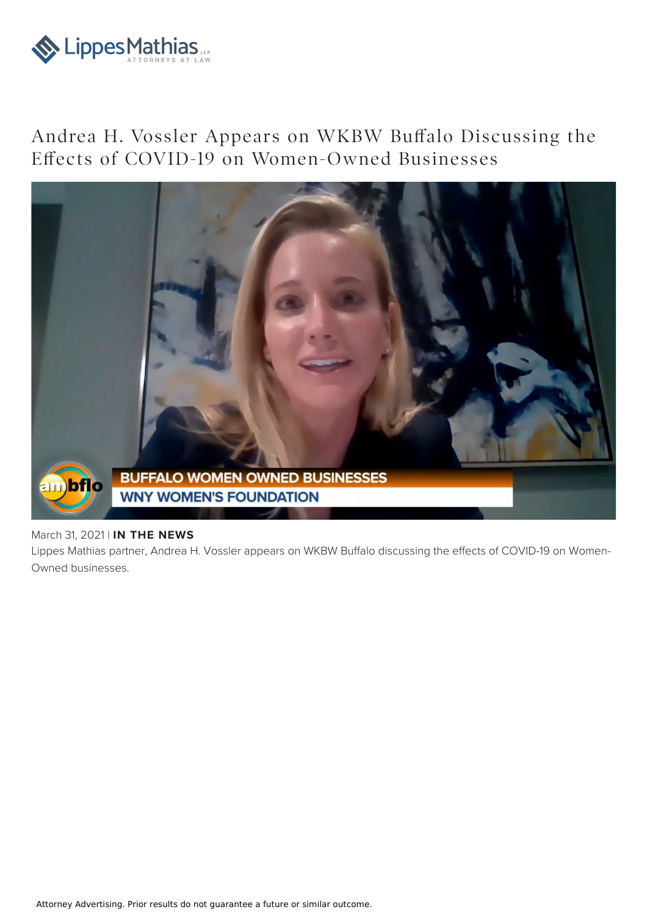# Andrea H. Vossler Appears on WKBW Buffalo Discussing the Effects of COVID-19 on Women-Owned Businesses

March 31, 2021 | **IN THE NEWS**

Lippes Mathias partner, Andrea H. Vossler appears on WKBW Buffalo discussing the effects of COVID-19 on Women-Owned businesses.

Attorney Advertising. Prior results do not guarantee a future or similar outcome.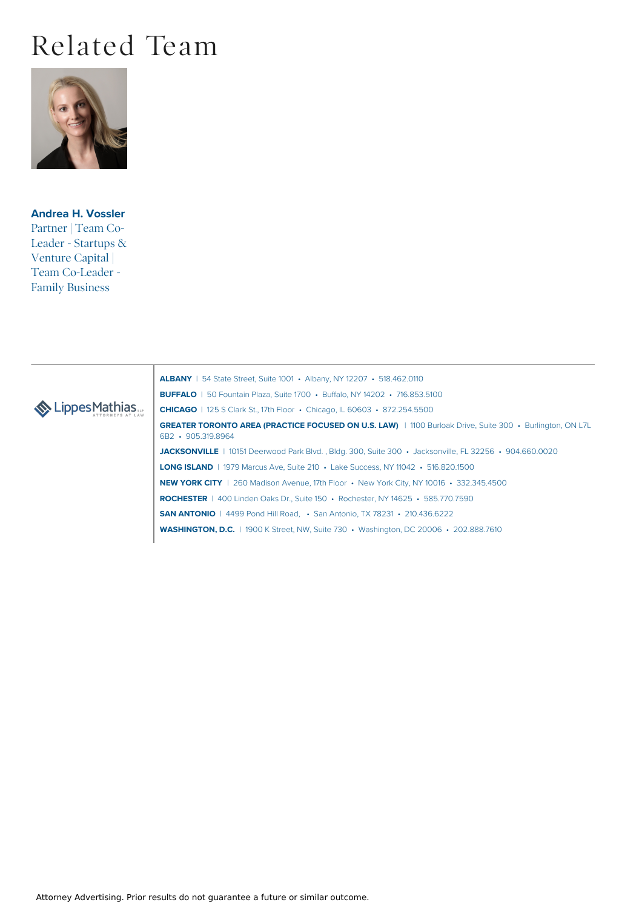# Related Team

**Andrea H. Vossler**
Partner | Team Co-Leader - Startups & Venture Capital | Team Co-Leader - Family Business

LippesMathias LLP ATTORNEYS AT LAW

**ALBANY** | 54 State Street, Suite 1001 • Albany, NY 12207 • 518.462.0110

**BUFFALO** | 50 Fountain Plaza, Suite 1700 • Buffalo, NY 14202 • 716.853.5100

**CHICAGO** | 125 S Clark St., 17th Floor • Chicago, IL 60603 • 872.254.5500

**GREATER TORONTO AREA (PRACTICE FOCUSED ON U.S. LAW)** | 1100 Burloak Drive, Suite 300 • Burlington, ON L7L 6B2 • 905.319.8964

**JACKSONVILLE** | 10151 Deerwood Park Blvd. , Bldg. 300, Suite 300 • Jacksonville, FL 32256 • 904.660.0020

**LONG ISLAND** | 1979 Marcus Ave, Suite 210 • Lake Success, NY 11042 • 516.820.1500

**NEW YORK CITY** | 260 Madison Avenue, 17th Floor • New York City, NY 10016 • 332.345.4500

**ROCHESTER** | 400 Linden Oaks Dr., Suite 150 • Rochester, NY 14625 • 585.770.7590

**SAN ANTONIO** | 4499 Pond Hill Road, • San Antonio, TX 78231 • 210.436.6222

**WASHINGTON, D.C.** | 1900 K Street, NW, Suite 730 • Washington, DC 20006 • 202.888.7610

Attorney Advertising. Prior results do not guarantee a future or similar outcome.